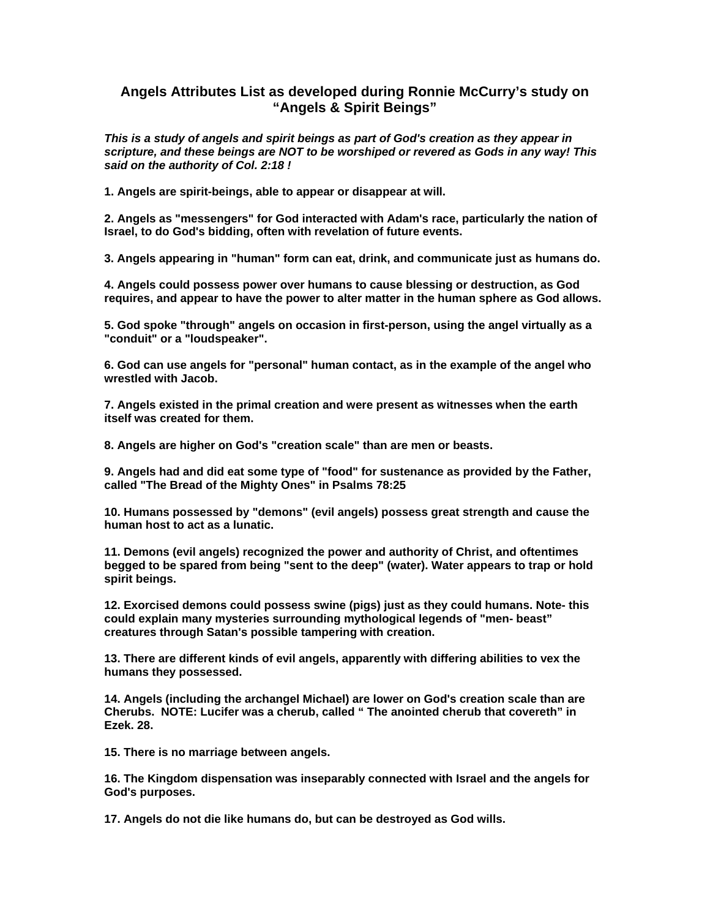# Angels Attributes List as developed during Ronnie McCurry's study on "Angels & Spirit Beings"

***This is a study of angels and spirit beings as part of God's creation as they appear in scripture, and these beings are NOT to be worshiped or revered as Gods in any way! This said on the authority of Col. 2:18 !***

**1. Angels are spirit-beings, able to appear or disappear at will.**

**2. Angels as "messengers" for God interacted with Adam's race, particularly the nation of Israel, to do God's bidding, often with revelation of future events.**

**3. Angels appearing in "human" form can eat, drink, and communicate just as humans do.**

**4. Angels could possess power over humans to cause blessing or destruction, as God requires, and appear to have the power to alter matter in the human sphere as God allows.**

**5. God spoke "through" angels on occasion in first-person, using the angel virtually as a "conduit" or a "loudspeaker".**

**6. God can use angels for "personal" human contact, as in the example of the angel who wrestled with Jacob.**

**7. Angels existed in the primal creation and were present as witnesses when the earth itself was created for them.**

**8. Angels are higher on God's "creation scale" than are men or beasts.**

**9. Angels had and did eat some type of "food" for sustenance as provided by the Father, called "The Bread of the Mighty Ones" in Psalms 78:25**

**10. Humans possessed by "demons" (evil angels) possess great strength and cause the human host to act as a lunatic.**

**11. Demons (evil angels) recognized the power and authority of Christ, and oftentimes begged to be spared from being "sent to the deep" (water). Water appears to trap or hold spirit beings.**

**12. Exorcised demons could possess swine (pigs) just as they could humans. Note- this could explain many mysteries surrounding mythological legends of "men- beast" creatures through Satan's possible tampering with creation.**

**13. There are different kinds of evil angels, apparently with differing abilities to vex the humans they possessed.**

**14. Angels (including the archangel Michael) are lower on God's creation scale than are Cherubs. NOTE: Lucifer was a cherub, called " The anointed cherub that covereth" in Ezek. 28.**

**15. There is no marriage between angels.**

**16. The Kingdom dispensation was inseparably connected with Israel and the angels for God's purposes.**

**17. Angels do not die like humans do, but can be destroyed as God wills.**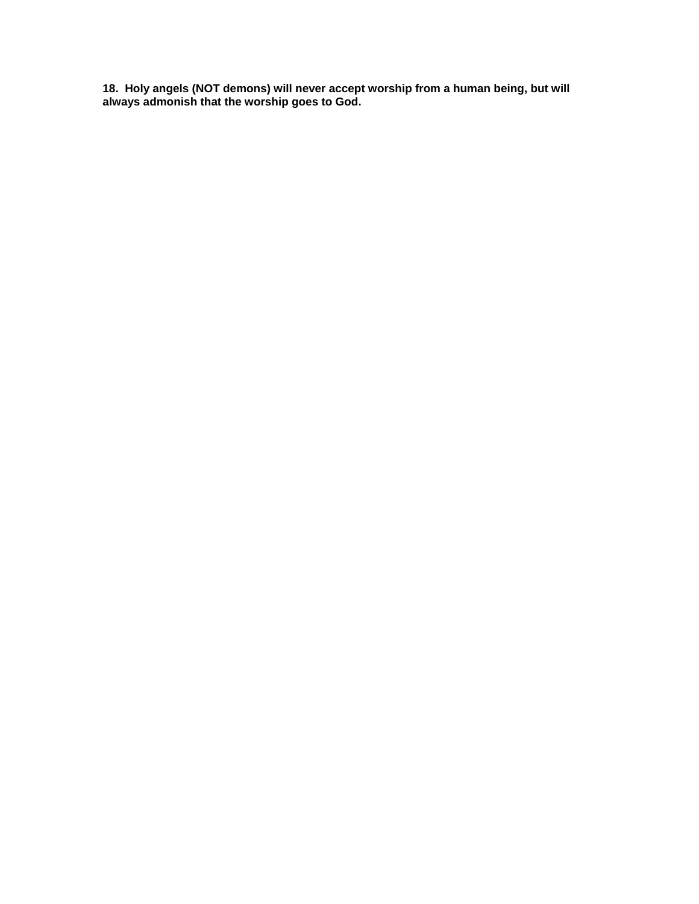**18. Holy angels (NOT demons) will never accept worship from a human being, but will always admonish that the worship goes to God.**